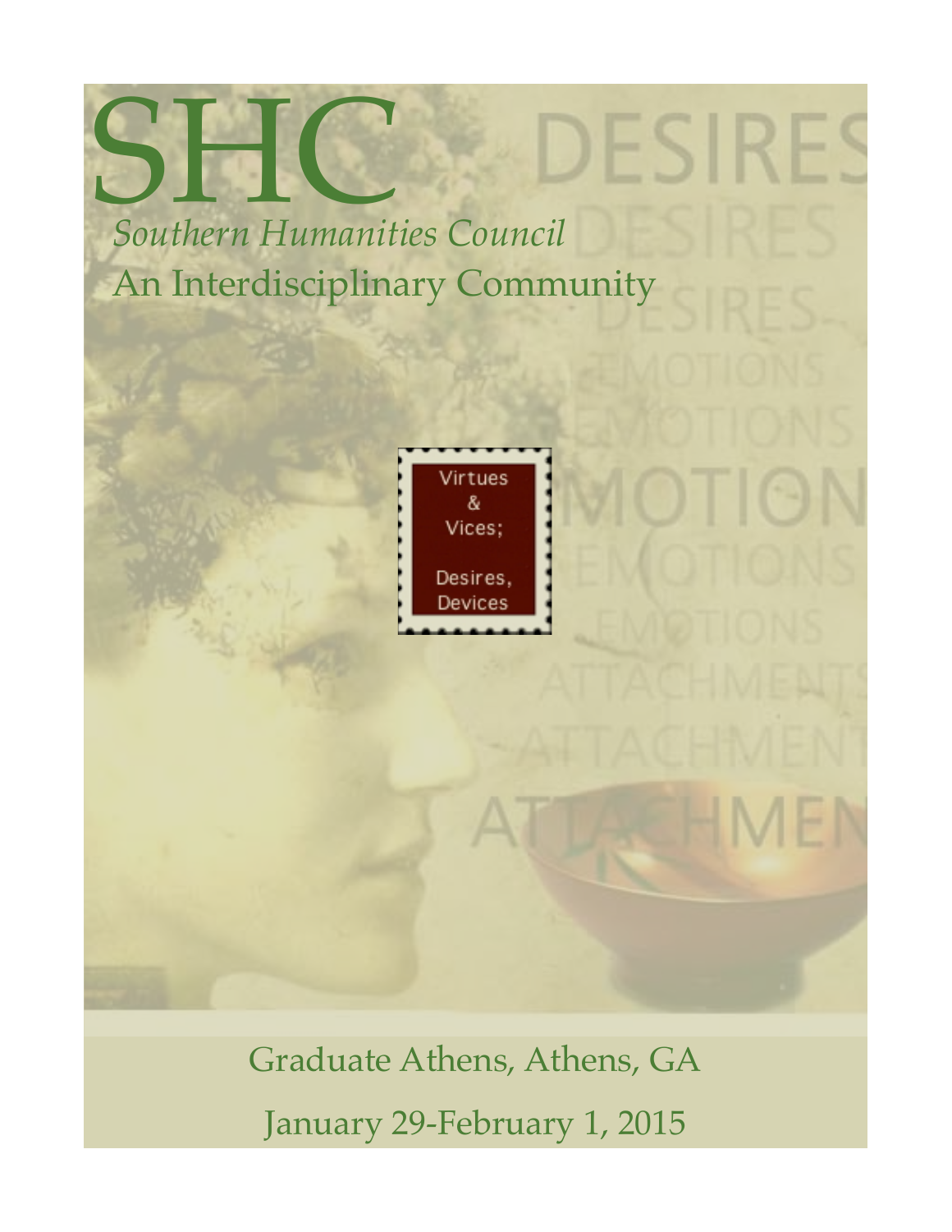# SHC

*Southern Humanities Council*

An Interdisciplinary Community

Virtues & Vices; Desires, Devices

Graduate Athens, Athens, GA

January 29-February 1, 2015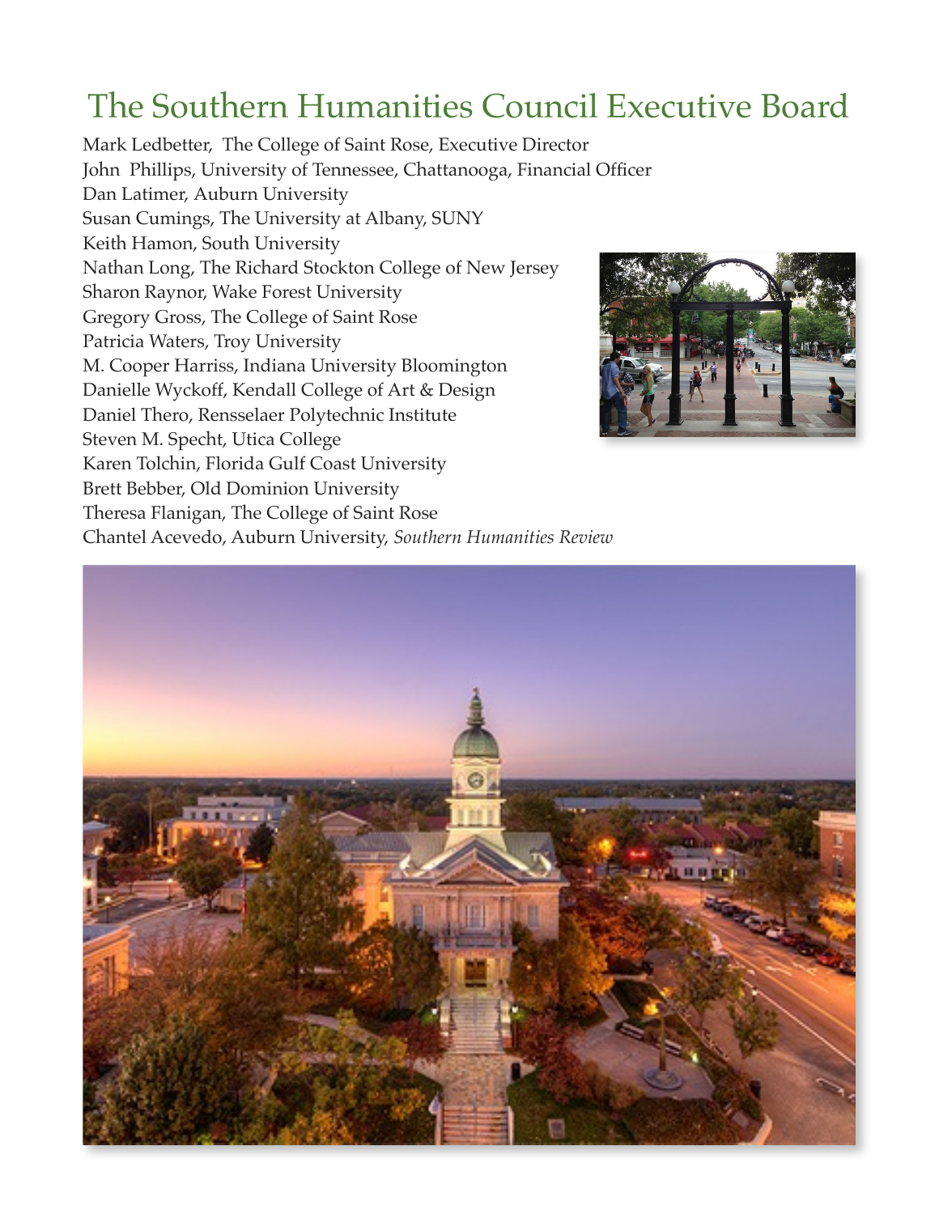# The Southern Humanities Council Executive Board

Mark Ledbetter, The College of Saint Rose, Executive Director
John Phillips, University of Tennessee, Chattanooga, Financial Officer
Dan Latimer, Auburn University
Susan Cumings, The University at Albany, SUNY
Keith Hamon, South University
Nathan Long, The Richard Stockton College of New Jersey
Sharon Raynor, Wake Forest University
Gregory Gross, The College of Saint Rose
Patricia Waters, Troy University
M. Cooper Harriss, Indiana University Bloomington
Danielle Wyckoff, Kendall College of Art & Design
Daniel Thero, Rensselaer Polytechnic Institute
Steven M. Specht, Utica College
Karen Tolchin, Florida Gulf Coast University
Brett Bebber, Old Dominion University
Theresa Flanigan, The College of Saint Rose
Chantel Acevedo, Auburn University, *Southern Humanities Review*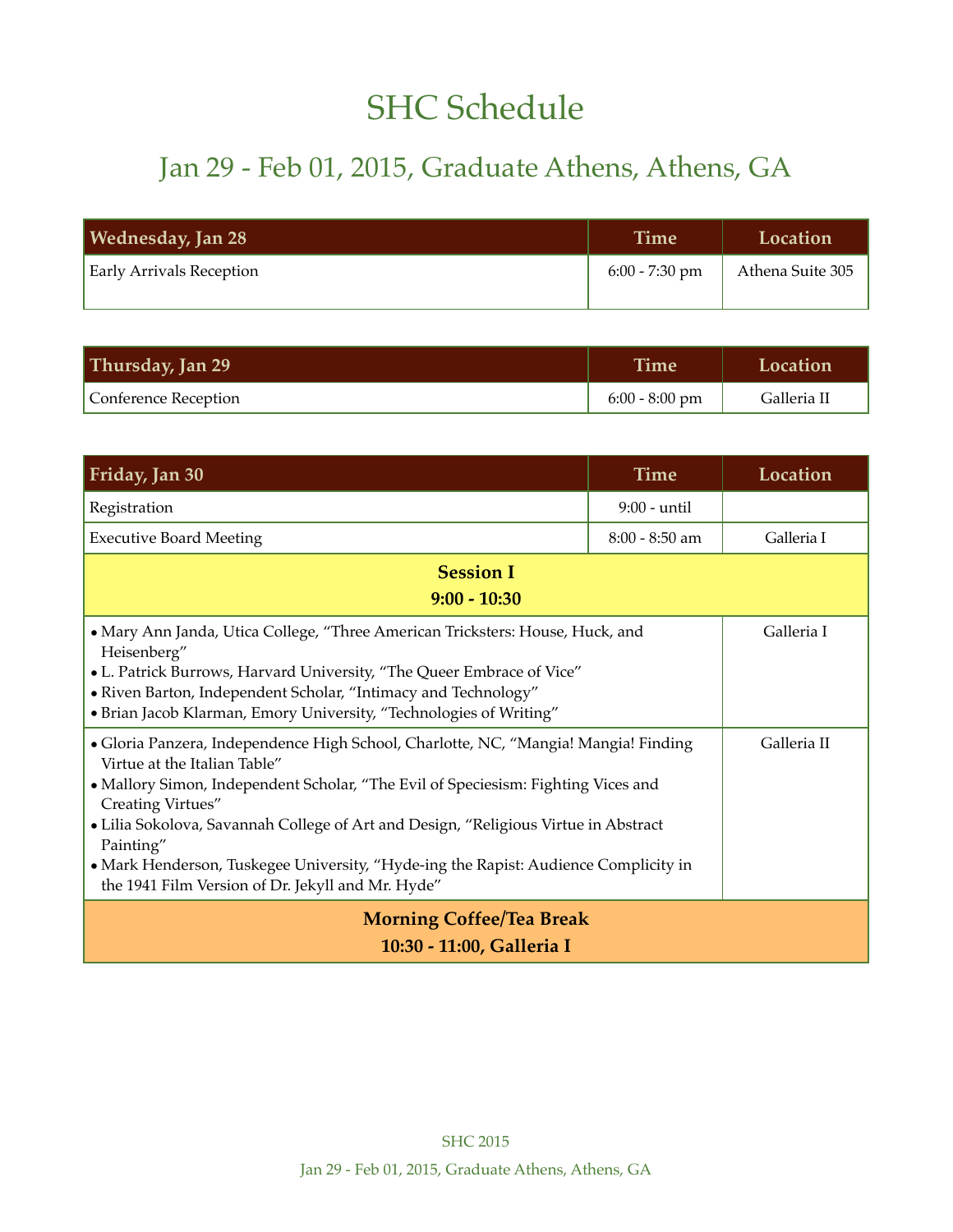# SHC Schedule

## Jan 29 - Feb 01, 2015, Graduate Athens, Athens, GA

| Wednesday, Jan 28 | Time | Location |
| --- | --- | --- |
| Early Arrivals Reception | 6:00 - 7:30 pm | Athena Suite 305 |

| Thursday, Jan 29 | Time | Location |
| --- | --- | --- |
| Conference Reception | 6:00 - 8:00 pm | Galleria II |

| Friday, Jan 30 | Time | Location |
| --- | --- | --- |
| Registration | 9:00 - until | |
| Executive Board Meeting | 8:00 - 8:50 am | Galleria I |
| **Session I** **9:00 - 10:30** | | |
| • Mary Ann Janda, Utica College, "Three American Tricksters: House, Huck, and Heisenberg"<br>• L. Patrick Burrows, Harvard University, "The Queer Embrace of Vice"<br>• Riven Barton, Independent Scholar, "Intimacy and Technology"<br>• Brian Jacob Klarman, Emory University, "Technologies of Writing" | | Galleria I |
| • Gloria Panzera, Independence High School, Charlotte, NC, "Mangia! Mangia! Finding Virtue at the Italian Table"<br>• Mallory Simon, Independent Scholar, "The Evil of Speciesism: Fighting Vices and Creating Virtues"<br>• Lilia Sokolova, Savannah College of Art and Design, "Religious Virtue in Abstract Painting"<br>• Mark Henderson, Tuskegee University, "Hyde-ing the Rapist: Audience Complicity in the 1941 Film Version of Dr. Jekyll and Mr. Hyde" | | Galleria II |
| **Morning Coffee/Tea Break** **10:30 - 11:00, Galleria I** | | |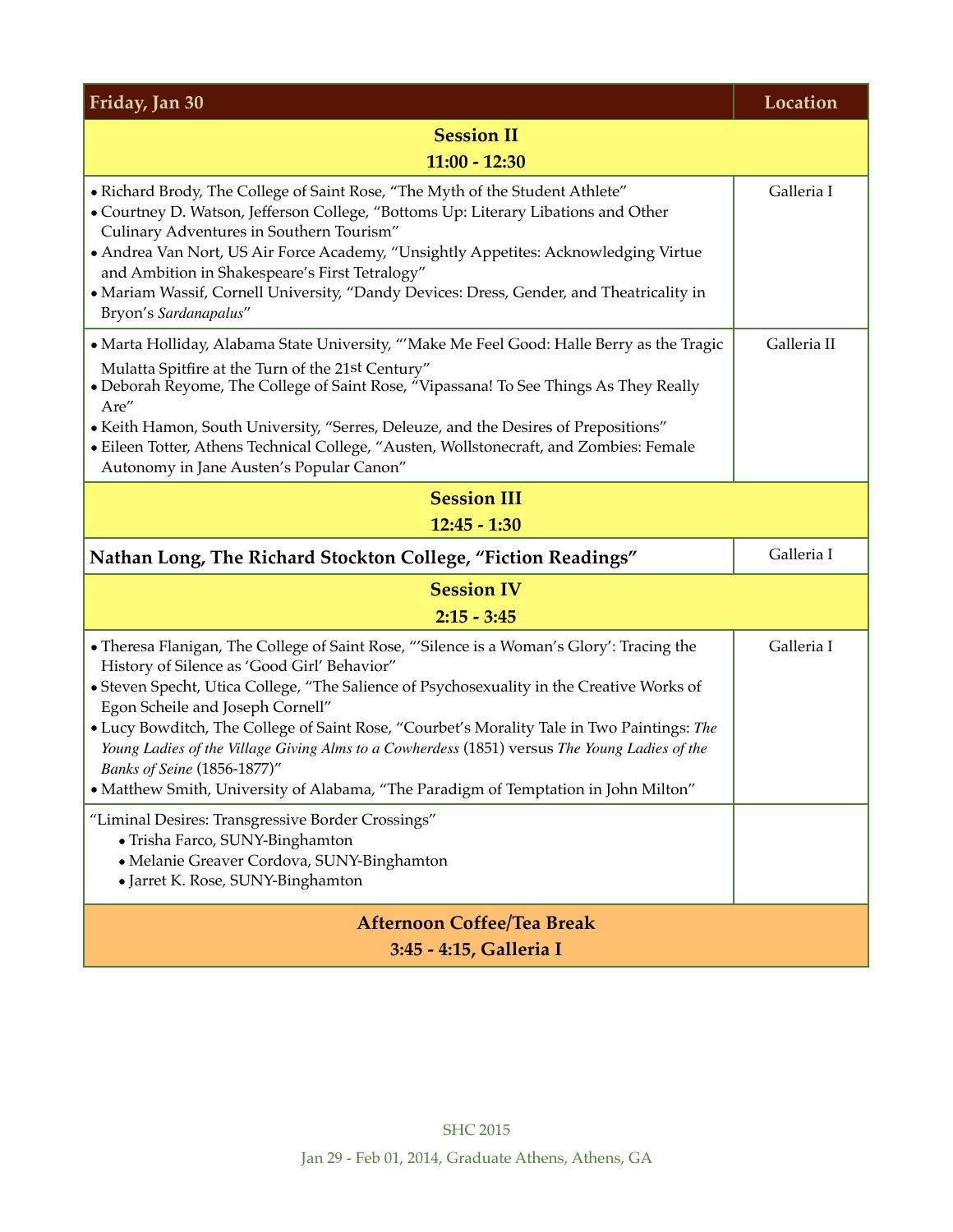| Friday, Jan 30 | Location |
|---|---|
| **Session II**<br>**11:00 - 12:30** | |
| • Richard Brody, The College of Saint Rose, "The Myth of the Student Athlete"<br>• Courtney D. Watson, Jefferson College, "Bottoms Up: Literary Libations and Other Culinary Adventures in Southern Tourism"<br>• Andrea Van Nort, US Air Force Academy, "Unsightly Appetites: Acknowledging Virtue and Ambition in Shakespeare's First Tetralogy"<br>• Mariam Wassif, Cornell University, "Dandy Devices: Dress, Gender, and Theatricality in Bryon's *Sardanapalus*" | Galleria I |
| • Marta Holliday, Alabama State University, "'Make Me Feel Good: Halle Berry as the Tragic Mulatta Spitfire at the Turn of the 21st Century"<br>• Deborah Reyome, The College of Saint Rose, "Vipassana! To See Things As They Really Are"<br>• Keith Hamon, South University, "Serres, Deleuze, and the Desires of Prepositions"<br>• Eileen Totter, Athens Technical College, "Austen, Wollstonecraft, and Zombies: Female Autonomy in Jane Austen's Popular Canon" | Galleria II |
| **Session III**<br>**12:45 - 1:30** | |
| **Nathan Long, The Richard Stockton College, "Fiction Readings"** | Galleria I |
| **Session IV**<br>**2:15 - 3:45** | |
| • Theresa Flanigan, The College of Saint Rose, "'Silence is a Woman's Glory': Tracing the History of Silence as 'Good Girl' Behavior"<br>• Steven Specht, Utica College, "The Salience of Psychosexuality in the Creative Works of Egon Scheile and Joseph Cornell"<br>• Lucy Bowditch, The College of Saint Rose, "Courbet's Morality Tale in Two Paintings: *The Young Ladies of the Village Giving Alms to a Cowherdess* (1851) versus *The Young Ladies of the Banks of Seine* (1856-1877)"<br>• Matthew Smith, University of Alabama, "The Paradigm of Temptation in John Milton" | Galleria I |
| "Liminal Desires: Transgressive Border Crossings"<br>• Trisha Farco, SUNY-Binghamton<br>• Melanie Greaver Cordova, SUNY-Binghamton<br>• Jarret K. Rose, SUNY-Binghamton | |
| **Afternoon Coffee/Tea Break**<br>**3:45 - 4:15, Galleria I** | |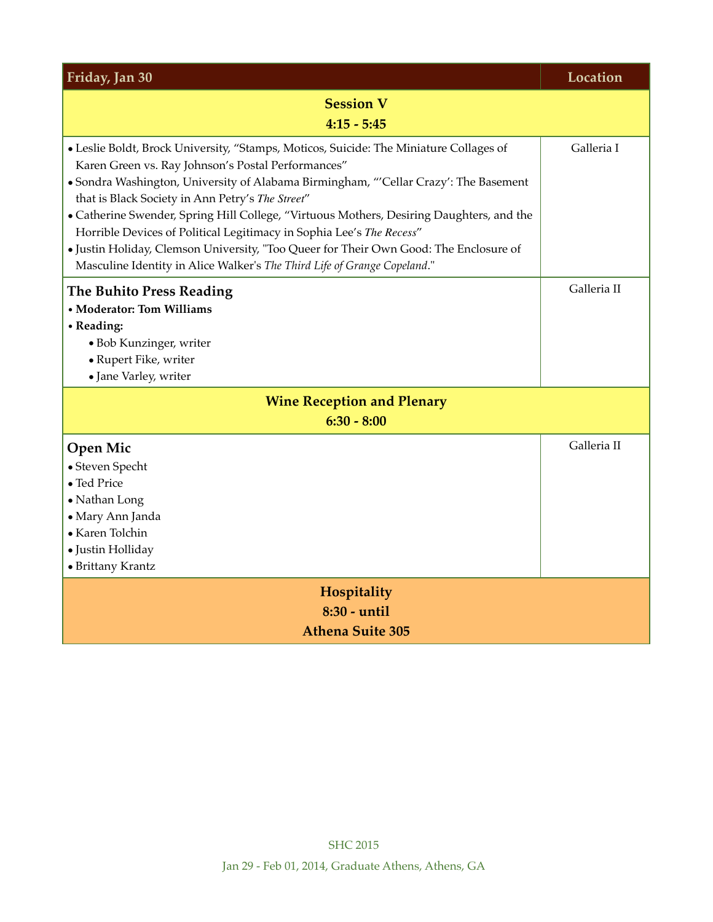| Friday, Jan 30 | Location |
|---|---|
| **Session V**<br>**4:15 - 5:45** | |
| • Leslie Boldt, Brock University, “Stamps, Moticos, Suicide: The Miniature Collages of Karen Green vs. Ray Johnson’s Postal Performances”<br>• Sondra Washington, University of Alabama Birmingham, “’Cellar Crazy’: The Basement that is Black Society in Ann Petry’s *The Street*”<br>• Catherine Swender, Spring Hill College, “Virtuous Mothers, Desiring Daughters, and the Horrible Devices of Political Legitimacy in Sophia Lee’s *The Recess*”<br>• Justin Holiday, Clemson University, "Too Queer for Their Own Good: The Enclosure of Masculine Identity in Alice Walker's *The Third Life of Grange Copeland*." | Galleria I |
| **The Buhito Press Reading**<br>• **Moderator: Tom Williams**<br>• **Reading:**<br>• Bob Kunzinger, writer<br>• Rupert Fike, writer<br>• Jane Varley, writer | Galleria II |
| **Wine Reception and Plenary**<br>**6:30 - 8:00** | |
| **Open Mic**<br>• Steven Specht<br>• Ted Price<br>• Nathan Long<br>• Mary Ann Janda<br>• Karen Tolchin<br>• Justin Holliday<br>• Brittany Krantz | Galleria II |
| **Hospitality**<br>**8:30 - until**<br>**Athena Suite 305** | |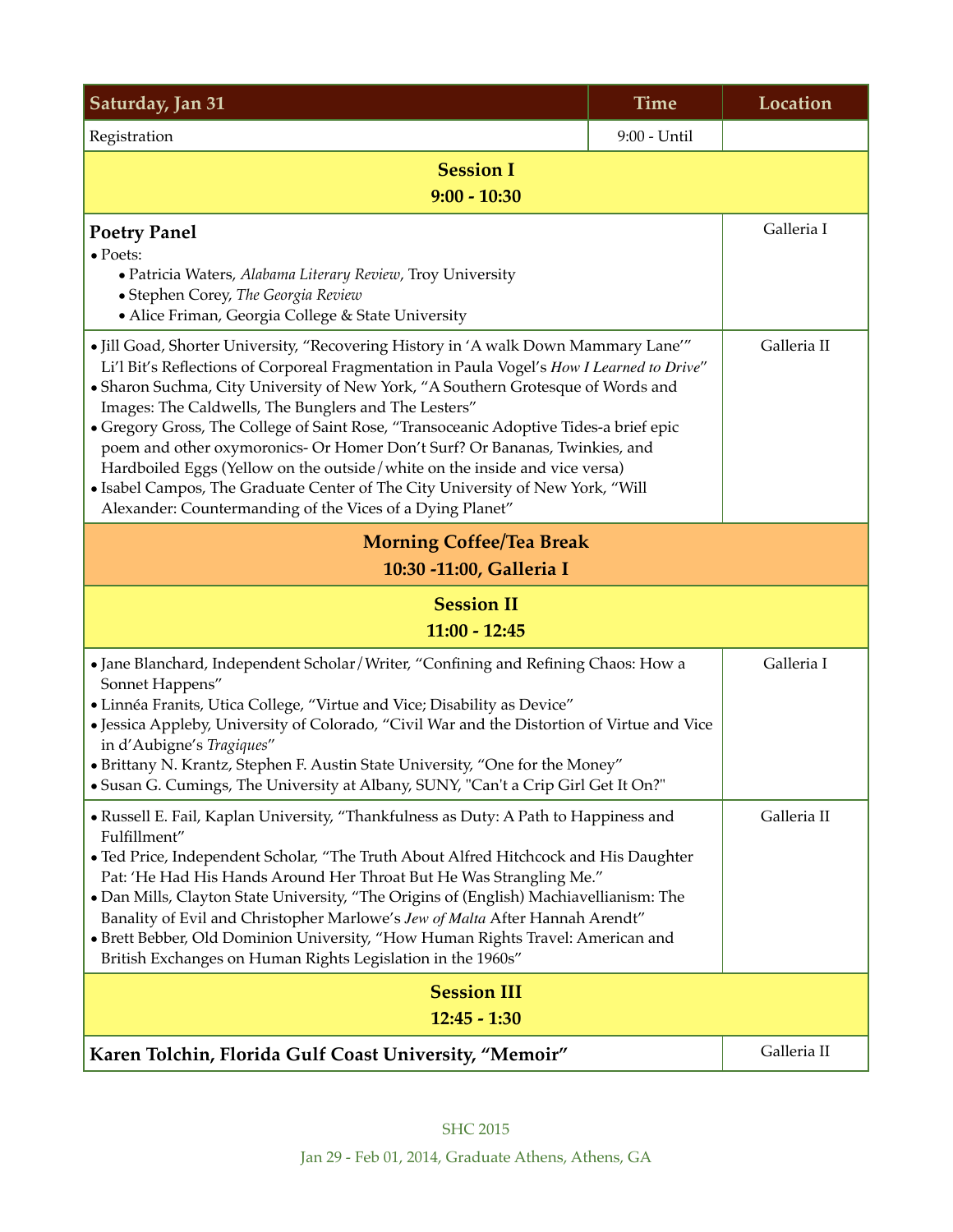| Saturday, Jan 31 | Time | Location |
|---|---|---|
| Registration | 9:00 - Until | |
| **Session I**<br>**9:00 - 10:30** | | |
| **Poetry Panel**<br>• Poets:<br>• Patricia Waters, *Alabama Literary Review*, Troy University<br>• Stephen Corey, *The Georgia Review*<br>• Alice Friman, Georgia College & State University | | Galleria I |
| • Jill Goad, Shorter University, "Recovering History in 'A walk Down Mammary Lane'" Li'l Bit's Reflections of Corporeal Fragmentation in Paula Vogel's *How I Learned to Drive*"<br>• Sharon Suchma, City University of New York, "A Southern Grotesque of Words and Images: The Caldwells, The Bunglers and The Lesters"<br>• Gregory Gross, The College of Saint Rose, "Transoceanic Adoptive Tides-a brief epic poem and other oxymoronics- Or Homer Don't Surf? Or Bananas, Twinkies, and Hardboiled Eggs (Yellow on the outside/white on the inside and vice versa)<br>• Isabel Campos, The Graduate Center of The City University of New York, "Will Alexander: Countermanding of the Vices of a Dying Planet" | | Galleria II |
| **Morning Coffee/Tea Break**<br>**10:30 -11:00, Galleria I** | | |
| **Session II**<br>**11:00 - 12:45** | | |
| • Jane Blanchard, Independent Scholar/Writer, "Confining and Refining Chaos: How a Sonnet Happens"<br>• Linnéa Franits, Utica College, "Virtue and Vice; Disability as Device"<br>• Jessica Appleby, University of Colorado, "Civil War and the Distortion of Virtue and Vice in d'Aubigne's *Tragiques*"<br>• Brittany N. Krantz, Stephen F. Austin State University, "One for the Money"<br>• Susan G. Cumings, The University at Albany, SUNY, "Can't a Crip Girl Get It On?" | | Galleria I |
| • Russell E. Fail, Kaplan University, "Thankfulness as Duty: A Path to Happiness and Fulfillment"<br>• Ted Price, Independent Scholar, "The Truth About Alfred Hitchcock and His Daughter Pat: 'He Had His Hands Around Her Throat But He Was Strangling Me."<br>• Dan Mills, Clayton State University, "The Origins of (English) Machiavellianism: The Banality of Evil and Christopher Marlowe's *Jew of Malta* After Hannah Arendt"<br>• Brett Bebber, Old Dominion University, "How Human Rights Travel: American and British Exchanges on Human Rights Legislation in the 1960s" | | Galleria II |
| **Session III**<br>**12:45 - 1:30** | | |
| **Karen Tolchin, Florida Gulf Coast University, "Memoir"** | | Galleria II |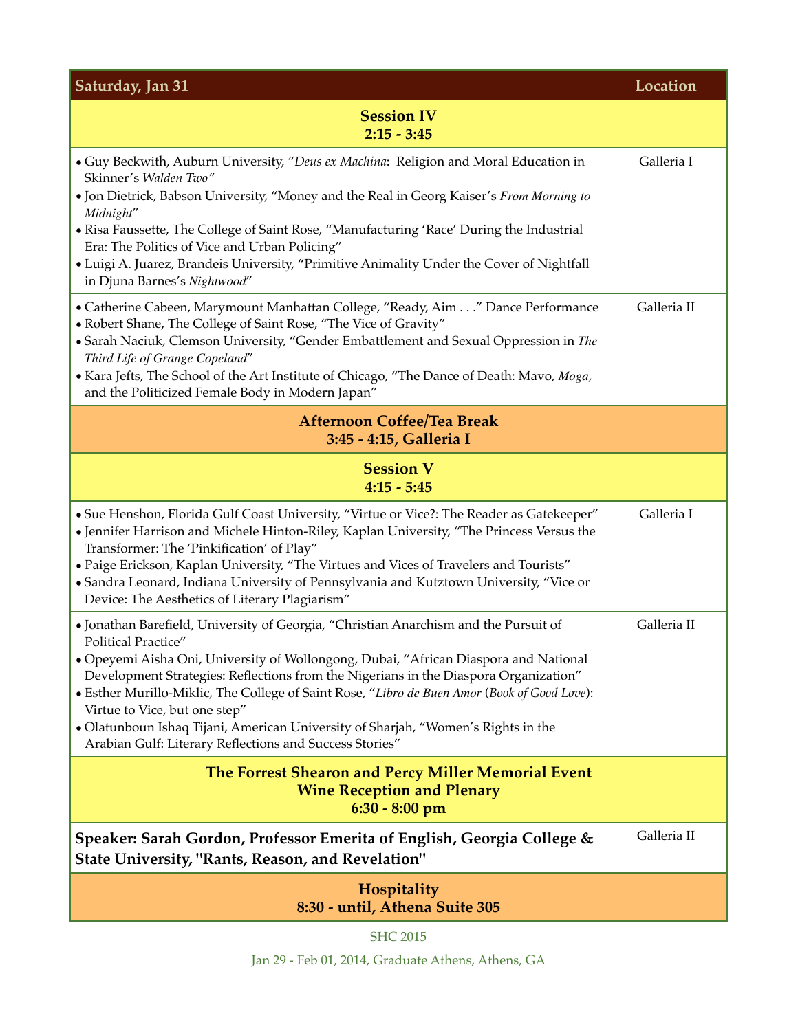| Saturday, Jan 31 | Location |
| --- | --- |
| **Session IV**<br>**2:15 - 3:45** | |
| • Guy Beckwith, Auburn University, "*Deus ex Machina*: Religion and Moral Education in Skinner's *Walden Two"*<br>• Jon Dietrick, Babson University, "Money and the Real in Georg Kaiser's *From Morning to Midnight*"<br>• Risa Faussette, The College of Saint Rose, "Manufacturing 'Race' During the Industrial Era: The Politics of Vice and Urban Policing"<br>• Luigi A. Juarez, Brandeis University, "Primitive Animality Under the Cover of Nightfall in Djuna Barnes's *Nightwood*" | Galleria I |
| • Catherine Cabeen, Marymount Manhattan College, "Ready, Aim . . ." Dance Performance<br>• Robert Shane, The College of Saint Rose, "The Vice of Gravity"<br>• Sarah Naciuk, Clemson University, "Gender Embattlement and Sexual Oppression in *The Third Life of Grange Copeland*"<br>• Kara Jefts, The School of the Art Institute of Chicago, "The Dance of Death: Mavo, *Moga*, and the Politicized Female Body in Modern Japan" | Galleria II |
| **Afternoon Coffee/Tea Break**<br>**3:45 - 4:15, Galleria I** | |
| **Session V**<br>**4:15 - 5:45** | |
| • Sue Henshon, Florida Gulf Coast University, "Virtue or Vice?: The Reader as Gatekeeper"<br>• Jennifer Harrison and Michele Hinton-Riley, Kaplan University, "The Princess Versus the Transformer: The 'Pinkification' of Play"<br>• Paige Erickson, Kaplan University, "The Virtues and Vices of Travelers and Tourists"<br>• Sandra Leonard, Indiana University of Pennsylvania and Kutztown University, "Vice or Device: The Aesthetics of Literary Plagiarism" | Galleria I |
| • Jonathan Barefield, University of Georgia, "Christian Anarchism and the Pursuit of Political Practice"<br>• Opeyemi Aisha Oni, University of Wollongong, Dubai, "African Diaspora and National Development Strategies: Reflections from the Nigerians in the Diaspora Organization"<br>• Esther Murillo-Miklic, The College of Saint Rose, "*Libro de Buen Amor* (*Book of Good Love*): Virtue to Vice, but one step"<br>• Olatunboun Ishaq Tijani, American University of Sharjah, "Women's Rights in the Arabian Gulf: Literary Reflections and Success Stories" | Galleria II |
| **The Forrest Shearon and Percy Miller Memorial Event**<br>**Wine Reception and Plenary**<br>**6:30 - 8:00 pm** | |
| **Speaker: Sarah Gordon, Professor Emerita of English, Georgia College & State University, "Rants, Reason, and Revelation"** | Galleria II |
| **Hospitality**<br>**8:30 - until, Athena Suite 305** | |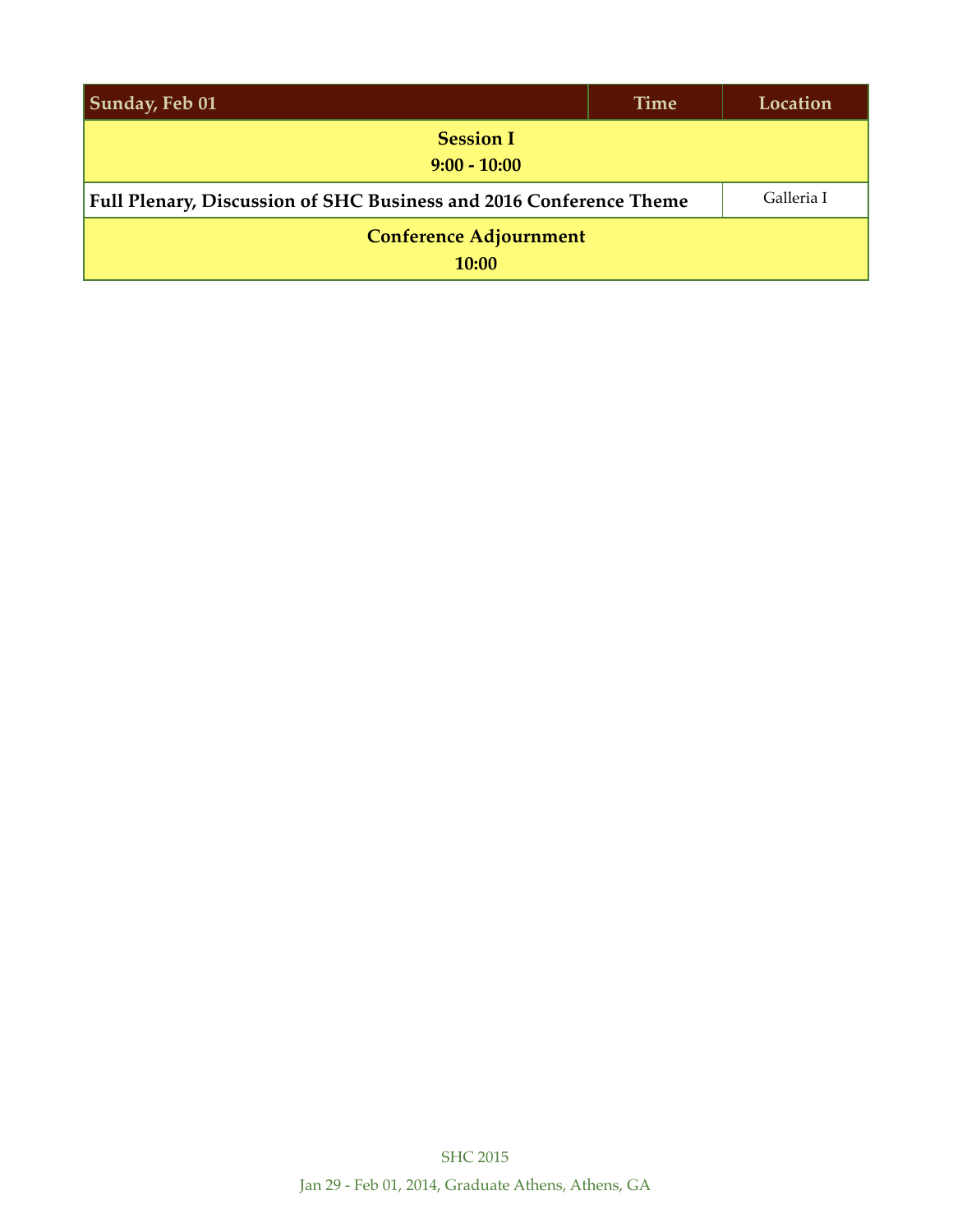| Sunday, Feb 01 | Time | Location |
|---|---|---|
| **Session I** **9:00 - 10:00** | | |
| **Full Plenary, Discussion of SHC Business and 2016 Conference Theme** | | Galleria I |
| **Conference Adjournment** **10:00** | | |